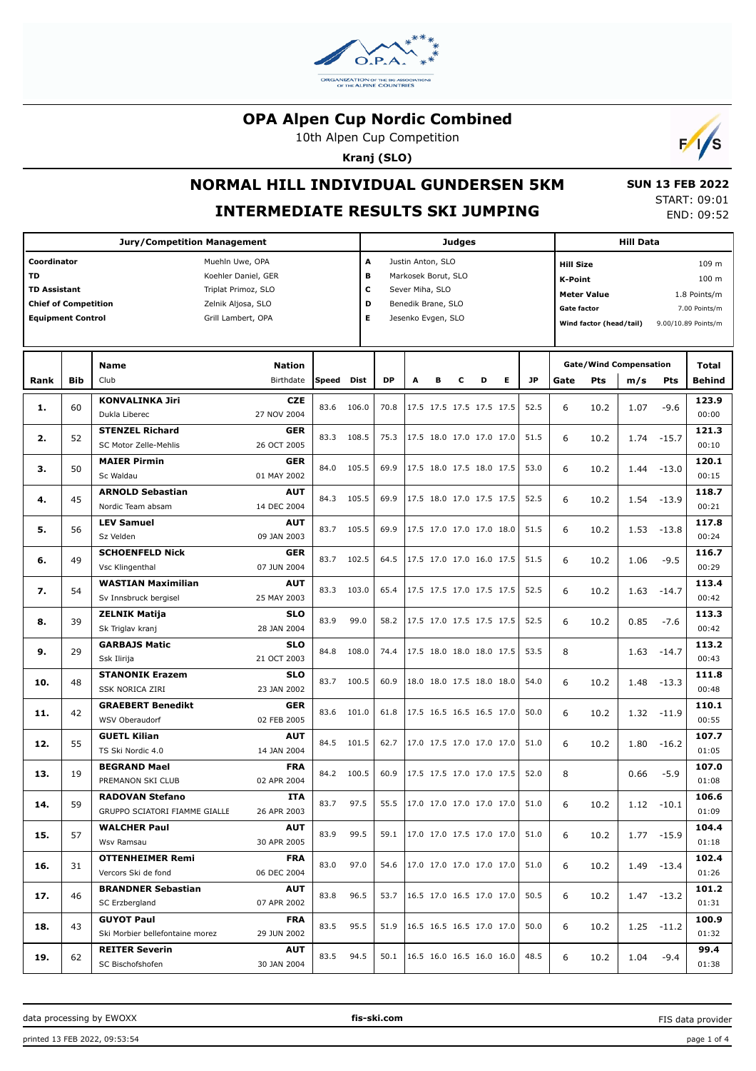# OPA Alpen Cup Nordic Combined

10th Alpen Cup Competition

**Kranj (SLO)**

## NORMAL HILL INDIVIDUAL GUNDERSEN 5KM

## INTERMEDIATE RESULTS SKI JUMPING

**SUN 13 FEB 2022**
START: 09:01
END: 09:52

| Jury/Competition Management | | Judges | | Hill Data | |
|---|---|---|---|---|---|
| Coordinator | Muehln Uwe, OPA | A | Justin Anton, SLO | Hill Size | 109 m |
| TD | Koehler Daniel, GER | B | Markosek Borut, SLO | K-Point | 100 m |
| TD Assistant | Triplat Primoz, SLO | C | Sever Miha, SLO | Meter Value | 1.8 Points/m |
| Chief of Competition | Zelnik Aljosa, SLO | D | Benedik Brane, SLO | Gate factor | 7.00 Points/m |
| Equipment Control | Grill Lambert, OPA | E | Jesenko Evgen, SLO | Wind factor (head/tail) | 9.00/10.89 Points/m |

| Rank | Bib | Name / Club | Nation / Birthdate | Speed | Dist | DP | A | B | C | D | E | JP | Gate | Pts | m/s | Pts | Total / Behind |
|---|---|---|---|---|---|---|---|---|---|---|---|---|---|---|---|---|---|
| 1. | 60 | KONVALINKA Jiri<br>Dukla Liberec | CZE<br>27 NOV 2004 | 83.6 | 106.0 | 70.8 | 17.5 | 17.5 | 17.5 | 17.5 | 17.5 | 52.5 | 6 | 10.2 | 1.07 | -9.6 | 123.9<br>00:00 |
| 2. | 52 | STENZEL Richard<br>SC Motor Zelle-Mehlis | GER<br>26 OCT 2005 | 83.3 | 108.5 | 75.3 | 17.5 | 18.0 | 17.0 | 17.0 | 17.0 | 51.5 | 6 | 10.2 | 1.74 | -15.7 | 121.3<br>00:10 |
| 3. | 50 | MAIER Pirmin<br>Sc Waldau | GER<br>01 MAY 2002 | 84.0 | 105.5 | 69.9 | 17.5 | 18.0 | 17.5 | 18.0 | 17.5 | 53.0 | 6 | 10.2 | 1.44 | -13.0 | 120.1<br>00:15 |
| 4. | 45 | ARNOLD Sebastian<br>Nordic Team absam | AUT<br>14 DEC 2004 | 84.3 | 105.5 | 69.9 | 17.5 | 18.0 | 17.0 | 17.5 | 17.5 | 52.5 | 6 | 10.2 | 1.54 | -13.9 | 118.7<br>00:21 |
| 5. | 56 | LEV Samuel<br>Sz Velden | AUT<br>09 JAN 2003 | 83.7 | 105.5 | 69.9 | 17.5 | 17.0 | 17.0 | 17.0 | 18.0 | 51.5 | 6 | 10.2 | 1.53 | -13.8 | 117.8<br>00:24 |
| 6. | 49 | SCHOENFELD Nick<br>Vsc Klingenthal | GER<br>07 JUN 2004 | 83.7 | 102.5 | 64.5 | 17.5 | 17.0 | 17.0 | 16.0 | 17.5 | 51.5 | 6 | 10.2 | 1.06 | -9.5 | 116.7<br>00:29 |
| 7. | 54 | WASTIAN Maximilian<br>Sv Innsbruck bergisel | AUT<br>25 MAY 2003 | 83.3 | 103.0 | 65.4 | 17.5 | 17.5 | 17.0 | 17.5 | 17.5 | 52.5 | 6 | 10.2 | 1.63 | -14.7 | 113.4<br>00:42 |
| 8. | 39 | ZELNIK Matija<br>Sk Triglav kranj | SLO<br>28 JAN 2004 | 83.9 | 99.0 | 58.2 | 17.5 | 17.0 | 17.5 | 17.5 | 17.5 | 52.5 | 6 | 10.2 | 0.85 | -7.6 | 113.3<br>00:42 |
| 9. | 29 | GARBAJS Matic<br>Ssk Ilirija | SLO<br>21 OCT 2003 | 84.8 | 108.0 | 74.4 | 17.5 | 18.0 | 18.0 | 18.0 | 17.5 | 53.5 | 8 | | 1.63 | -14.7 | 113.2<br>00:43 |
| 10. | 48 | STANONIK Erazem<br>SSK NORICA ZIRI | SLO<br>23 JAN 2002 | 83.7 | 100.5 | 60.9 | 18.0 | 18.0 | 17.5 | 18.0 | 18.0 | 54.0 | 6 | 10.2 | 1.48 | -13.3 | 111.8<br>00:48 |
| 11. | 42 | GRAEBERT Benedikt<br>WSV Oberaudorf | GER<br>02 FEB 2005 | 83.6 | 101.0 | 61.8 | 17.5 | 16.5 | 16.5 | 16.5 | 17.0 | 50.0 | 6 | 10.2 | 1.32 | -11.9 | 110.1<br>00:55 |
| 12. | 55 | GUETL Kilian<br>TS Ski Nordic 4.0 | AUT<br>14 JAN 2004 | 84.5 | 101.5 | 62.7 | 17.0 | 17.5 | 17.0 | 17.0 | 17.0 | 51.0 | 6 | 10.2 | 1.80 | -16.2 | 107.7<br>01:05 |
| 13. | 19 | BEGRAND Mael<br>PREMANON SKI CLUB | FRA<br>02 APR 2004 | 84.2 | 100.5 | 60.9 | 17.5 | 17.5 | 17.0 | 17.0 | 17.5 | 52.0 | 8 | | 0.66 | -5.9 | 107.0<br>01:08 |
| 14. | 59 | RADOVAN Stefano<br>GRUPPO SCIATORI FIAMME GIALLE | ITA<br>26 APR 2003 | 83.7 | 97.5 | 55.5 | 17.0 | 17.0 | 17.0 | 17.0 | 17.0 | 51.0 | 6 | 10.2 | 1.12 | -10.1 | 106.6<br>01:09 |
| 15. | 57 | WALCHER Paul<br>Wsv Ramsau | AUT<br>30 APR 2005 | 83.9 | 99.5 | 59.1 | 17.0 | 17.0 | 17.5 | 17.0 | 17.0 | 51.0 | 6 | 10.2 | 1.77 | -15.9 | 104.4<br>01:18 |
| 16. | 31 | OTTENHEIMER Remi<br>Vercors Ski de fond | FRA<br>06 DEC 2004 | 83.0 | 97.0 | 54.6 | 17.0 | 17.0 | 17.0 | 17.0 | 17.0 | 51.0 | 6 | 10.2 | 1.49 | -13.4 | 102.4<br>01:26 |
| 17. | 46 | BRANDNER Sebastian<br>SC Erzbergland | AUT<br>07 APR 2002 | 83.8 | 96.5 | 53.7 | 16.5 | 17.0 | 16.5 | 17.0 | 17.0 | 50.5 | 6 | 10.2 | 1.47 | -13.2 | 101.2<br>01:31 |
| 18. | 43 | GUYOT Paul<br>Ski Morbier bellefontaine morez | FRA<br>29 JUN 2002 | 83.5 | 95.5 | 51.9 | 16.5 | 16.5 | 16.5 | 17.0 | 17.0 | 50.0 | 6 | 10.2 | 1.25 | -11.2 | 100.9<br>01:32 |
| 19. | 62 | REITER Severin<br>SC Bischofshofen | AUT<br>30 JAN 2004 | 83.5 | 94.5 | 50.1 | 16.5 | 16.0 | 16.5 | 16.0 | 16.0 | 48.5 | 6 | 10.2 | 1.04 | -9.4 | 99.4<br>01:38 |

data processing by EWOXX | fis-ski.com | FIS data provider

printed 13 FEB 2022, 09:53:54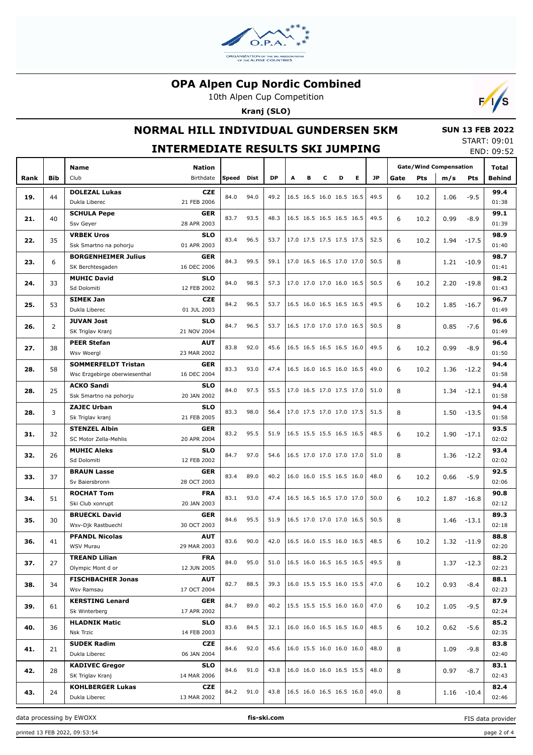# OPA Alpen Cup Nordic Combined

10th Alpen Cup Competition

**Kranj (SLO)**

## NORMAL HILL INDIVIDUAL GUNDERSEN 5KM

**SUN 13 FEB 2022**

START: 09:01
END: 09:52

## INTERMEDIATE RESULTS SKI JUMPING

| Rank | Bib | Name / Club | Nation / Birthdate | Speed | Dist | DP | A | B | C | D | E | JP | Gate | Pts | m/s | Pts | Total / Behind |
|---|---|---|---|---|---|---|---|---|---|---|---|---|---|---|---|---|---|
| 19. | 44 | **DOLEZAL Lukas** Dukla Liberec | **CZE** 21 FEB 2006 | 84.0 | 94.0 | 49.2 | 16.5 | 16.5 | 16.0 | 16.5 | 16.5 | 49.5 | 6 | 10.2 | 1.06 | -9.5 | **99.4** 01:38 |
| 21. | 40 | **SCHULA Pepe** Ssv Geyer | **GER** 28 APR 2003 | 83.7 | 93.5 | 48.3 | 16.5 | 16.5 | 16.5 | 16.5 | 16.5 | 49.5 | 6 | 10.2 | 0.99 | -8.9 | **99.1** 01:39 |
| 22. | 35 | **VRBEK Uros** Ssk Smartno na pohorju | **SLO** 01 APR 2003 | 83.4 | 96.5 | 53.7 | 17.0 | 17.5 | 17.5 | 17.5 | 17.5 | 52.5 | 6 | 10.2 | 1.94 | -17.5 | **98.9** 01:40 |
| 23. | 6 | **BORGENHEIMER Julius** SK Berchtesgaden | **GER** 16 DEC 2006 | 84.3 | 99.5 | 59.1 | 17.0 | 16.5 | 16.5 | 17.0 | 17.0 | 50.5 | 8 | | 1.21 | -10.9 | **98.7** 01:41 |
| 24. | 33 | **MUHIC David** Sd Dolomiti | **SLO** 12 FEB 2002 | 84.0 | 98.5 | 57.3 | 17.0 | 17.0 | 17.0 | 16.0 | 16.5 | 50.5 | 6 | 10.2 | 2.20 | -19.8 | **98.2** 01:43 |
| 25. | 53 | **SIMEK Jan** Dukla Liberec | **CZE** 01 JUL 2003 | 84.2 | 96.5 | 53.7 | 16.5 | 16.0 | 16.5 | 16.5 | 16.5 | 49.5 | 6 | 10.2 | 1.85 | -16.7 | **96.7** 01:49 |
| 26. | 2 | **JUVAN Jost** SK Triglav Kranj | **SLO** 21 NOV 2004 | 84.7 | 96.5 | 53.7 | 16.5 | 17.0 | 17.0 | 17.0 | 16.5 | 50.5 | 8 | | 0.85 | -7.6 | **96.6** 01:49 |
| 27. | 38 | **PEER Stefan** Wsv Woergl | **AUT** 23 MAR 2002 | 83.8 | 92.0 | 45.6 | 16.5 | 16.5 | 16.5 | 16.5 | 16.0 | 49.5 | 6 | 10.2 | 0.99 | -8.9 | **96.4** 01:50 |
| 28. | 58 | **SOMMERFELDT Tristan** Wsc Erzgebirge oberwiesenthal | **GER** 16 DEC 2004 | 83.3 | 93.0 | 47.4 | 16.5 | 16.0 | 16.5 | 16.0 | 16.5 | 49.0 | 6 | 10.2 | 1.36 | -12.2 | **94.4** 01:58 |
| 28. | 25 | **ACKO Sandi** Ssk Smartno na pohorju | **SLO** 20 JAN 2002 | 84.0 | 97.5 | 55.5 | 17.0 | 16.5 | 17.0 | 17.5 | 17.0 | 51.0 | 8 | | 1.34 | -12.1 | **94.4** 01:58 |
| 28. | 3 | **ZAJEC Urban** Sk Triglav kranj | **SLO** 21 FEB 2005 | 83.3 | 98.0 | 56.4 | 17.0 | 17.5 | 17.0 | 17.0 | 17.5 | 51.5 | 8 | | 1.50 | -13.5 | **94.4** 01:58 |
| 31. | 32 | **STENZEL Albin** SC Motor Zella-Mehlis | **GER** 20 APR 2004 | 83.2 | 95.5 | 51.9 | 16.5 | 15.5 | 15.5 | 16.5 | 16.5 | 48.5 | 6 | 10.2 | 1.90 | -17.1 | **93.5** 02:02 |
| 32. | 26 | **MUHIC Aleks** Sd Dolomiti | **SLO** 12 FEB 2002 | 84.7 | 97.0 | 54.6 | 16.5 | 17.0 | 17.0 | 17.0 | 17.0 | 51.0 | 8 | | 1.36 | -12.2 | **93.4** 02:02 |
| 33. | 37 | **BRAUN Lasse** Sv Baiersbronn | **GER** 28 OCT 2003 | 83.4 | 89.0 | 40.2 | 16.0 | 16.0 | 15.5 | 16.5 | 16.0 | 48.0 | 6 | 10.2 | 0.66 | -5.9 | **92.5** 02:06 |
| 34. | 51 | **ROCHAT Tom** Ski Club xonrupt | **FRA** 20 JAN 2003 | 83.1 | 93.0 | 47.4 | 16.5 | 16.5 | 16.5 | 17.0 | 17.0 | 50.0 | 6 | 10.2 | 1.87 | -16.8 | **90.8** 02:12 |
| 35. | 30 | **BRUECKL David** Wsv-Djk Rastbuechl | **GER** 30 OCT 2003 | 84.6 | 95.5 | 51.9 | 16.5 | 17.0 | 17.0 | 17.0 | 16.5 | 50.5 | 8 | | 1.46 | -13.1 | **89.3** 02:18 |
| 36. | 41 | **PFANDL Nicolas** WSV Murau | **AUT** 29 MAR 2003 | 83.6 | 90.0 | 42.0 | 16.5 | 16.0 | 15.5 | 16.0 | 16.5 | 48.5 | 6 | 10.2 | 1.32 | -11.9 | **88.8** 02:20 |
| 37. | 27 | **TREAND Lilian** Olympic Mont d or | **FRA** 12 JUN 2005 | 84.0 | 95.0 | 51.0 | 16.5 | 16.0 | 16.5 | 16.5 | 16.5 | 49.5 | 8 | | 1.37 | -12.3 | **88.2** 02:23 |
| 38. | 34 | **FISCHBACHER Jonas** Wsv Ramsau | **AUT** 17 OCT 2004 | 82.7 | 88.5 | 39.3 | 16.0 | 15.5 | 15.5 | 16.0 | 15.5 | 47.0 | 6 | 10.2 | 0.93 | -8.4 | **88.1** 02:23 |
| 39. | 61 | **KERSTING Lenard** Sk Winterberg | **GER** 17 APR 2002 | 84.7 | 89.0 | 40.2 | 15.5 | 15.5 | 15.5 | 16.0 | 16.0 | 47.0 | 6 | 10.2 | 1.05 | -9.5 | **87.9** 02:24 |
| 40. | 36 | **HLADNIK Matic** Nsk Trzic | **SLO** 14 FEB 2003 | 83.6 | 84.5 | 32.1 | 16.0 | 16.0 | 16.5 | 16.5 | 16.0 | 48.5 | 6 | 10.2 | 0.62 | -5.6 | **85.2** 02:35 |
| 41. | 21 | **SUDEK Radim** Dukla Liberec | **CZE** 06 JAN 2004 | 84.6 | 92.0 | 45.6 | 16.0 | 15.5 | 16.0 | 16.0 | 16.0 | 48.0 | 8 | | 1.09 | -9.8 | **83.8** 02:40 |
| 42. | 28 | **KADIVEC Gregor** SK Triglav Kranj | **SLO** 14 MAR 2006 | 84.6 | 91.0 | 43.8 | 16.0 | 16.0 | 16.0 | 16.5 | 15.5 | 48.0 | 8 | | 0.97 | -8.7 | **83.1** 02:43 |
| 43. | 24 | **KOHLBERGER Lukas** Dukla Liberec | **CZE** 13 MAR 2002 | 84.2 | 91.0 | 43.8 | 16.5 | 16.0 | 16.5 | 16.5 | 16.0 | 49.0 | 8 | | 1.16 | -10.4 | **82.4** 02:46 |

data processing by EWOXX | fis-ski.com | FIS data provider

printed 13 FEB 2022, 09:53:54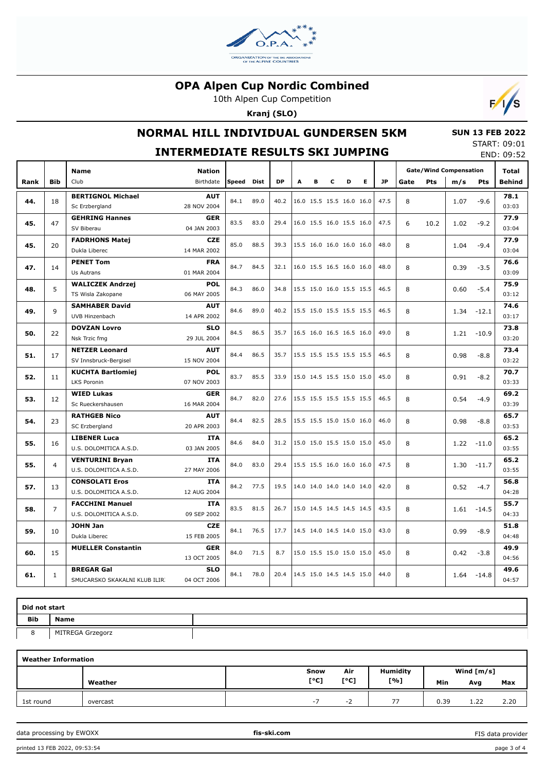# OPA Alpen Cup Nordic Combined

10th Alpen Cup Competition

**Kranj (SLO)**

## NORMAL HILL INDIVIDUAL GUNDERSEN 5KM

**SUN 13 FEB 2022**

START: 09:01

## INTERMEDIATE RESULTS SKI JUMPING

END: 09:52

| Rank | Bib | Name / Club | Nation / Birthdate | Speed | Dist | DP | A | B | C | D | E | JP | Gate | Pts | m/s | Pts | Total / Behind |
|---|---|---|---|---|---|---|---|---|---|---|---|---|---|---|---|---|---|
| 44. | 18 | **BERTIGNOL Michael** Sc Erzbergland | **AUT** 28 NOV 2004 | 84.1 | 89.0 | 40.2 | 16.0 | 15.5 | 15.5 | 16.0 | 16.0 | 47.5 | 8 | | 1.07 | -9.6 | **78.1** 03:03 |
| 45. | 47 | **GEHRING Hannes** SV Biberau | **GER** 04 JAN 2003 | 83.5 | 83.0 | 29.4 | 16.0 | 15.5 | 16.0 | 15.5 | 16.0 | 47.5 | 6 | 10.2 | 1.02 | -9.2 | **77.9** 03:04 |
| 45. | 20 | **FADRHONS Matej** Dukla Liberec | **CZE** 14 MAR 2002 | 85.0 | 88.5 | 39.3 | 15.5 | 16.0 | 16.0 | 16.0 | 16.0 | 48.0 | 8 | | 1.04 | -9.4 | **77.9** 03:04 |
| 47. | 14 | **PENET Tom** Us Autrans | **FRA** 01 MAR 2004 | 84.7 | 84.5 | 32.1 | 16.0 | 15.5 | 16.5 | 16.0 | 16.0 | 48.0 | 8 | | 0.39 | -3.5 | **76.6** 03:09 |
| 48. | 5 | **WALICZEK Andrzej** TS Wisla Zakopane | **POL** 06 MAY 2005 | 84.3 | 86.0 | 34.8 | 15.5 | 15.0 | 16.0 | 15.5 | 15.5 | 46.5 | 8 | | 0.60 | -5.4 | **75.9** 03:12 |
| 49. | 9 | **SAMHABER David** UVB Hinzenbach | **AUT** 14 APR 2002 | 84.6 | 89.0 | 40.2 | 15.5 | 15.0 | 15.5 | 15.5 | 15.5 | 46.5 | 8 | | 1.34 | -12.1 | **74.6** 03:17 |
| 50. | 22 | **DOVZAN Lovro** Nsk Trzic fmg | **SLO** 29 JUL 2004 | 84.5 | 86.5 | 35.7 | 16.5 | 16.0 | 16.5 | 16.5 | 16.0 | 49.0 | 8 | | 1.21 | -10.9 | **73.8** 03:20 |
| 51. | 17 | **NETZER Leonard** SV Innsbruck-Bergisel | **AUT** 15 NOV 2004 | 84.4 | 86.5 | 35.7 | 15.5 | 15.5 | 15.5 | 15.5 | 15.5 | 46.5 | 8 | | 0.98 | -8.8 | **73.4** 03:22 |
| 52. | 11 | **KUCHTA Bartlomiej** LKS Poronin | **POL** 07 NOV 2003 | 83.7 | 85.5 | 33.9 | 15.0 | 14.5 | 15.5 | 15.0 | 15.0 | 45.0 | 8 | | 0.91 | -8.2 | **70.7** 03:33 |
| 53. | 12 | **WIED Lukas** Sc Rueckershausen | **GER** 16 MAR 2004 | 84.7 | 82.0 | 27.6 | 15.5 | 15.5 | 15.5 | 15.5 | 15.5 | 46.5 | 8 | | 0.54 | -4.9 | **69.2** 03:39 |
| 54. | 23 | **RATHGEB Nico** SC Erzbergland | **AUT** 20 APR 2003 | 84.4 | 82.5 | 28.5 | 15.5 | 15.5 | 15.0 | 15.0 | 16.0 | 46.0 | 8 | | 0.98 | -8.8 | **65.7** 03:53 |
| 55. | 16 | **LIBENER Luca** U.S. DOLOMITICA A.S.D. | **ITA** 03 JAN 2005 | 84.6 | 84.0 | 31.2 | 15.0 | 15.0 | 15.5 | 15.0 | 15.0 | 45.0 | 8 | | 1.22 | -11.0 | **65.2** 03:55 |
| 55. | 4 | **VENTURINI Bryan** U.S. DOLOMITICA A.S.D. | **ITA** 27 MAY 2006 | 84.0 | 83.0 | 29.4 | 15.5 | 15.5 | 16.0 | 16.0 | 16.0 | 47.5 | 8 | | 1.30 | -11.7 | **65.2** 03:55 |
| 57. | 13 | **CONSOLATI Eros** U.S. DOLOMITICA A.S.D. | **ITA** 12 AUG 2004 | 84.2 | 77.5 | 19.5 | 14.0 | 14.0 | 14.0 | 14.0 | 14.0 | 42.0 | 8 | | 0.52 | -4.7 | **56.8** 04:28 |
| 58. | 7 | **FACCHINI Manuel** U.S. DOLOMITICA A.S.D. | **ITA** 09 SEP 2002 | 83.5 | 81.5 | 26.7 | 15.0 | 14.5 | 14.5 | 14.5 | 14.5 | 43.5 | 8 | | 1.61 | -14.5 | **55.7** 04:33 |
| 59. | 10 | **JOHN Jan** Dukla Liberec | **CZE** 15 FEB 2005 | 84.1 | 76.5 | 17.7 | 14.5 | 14.0 | 14.5 | 14.0 | 15.0 | 43.0 | 8 | | 0.99 | -8.9 | **51.8** 04:48 |
| 60. | 15 | **MUELLER Constantin** | **GER** 13 OCT 2005 | 84.0 | 71.5 | 8.7 | 15.0 | 15.5 | 15.0 | 15.0 | 15.0 | 45.0 | 8 | | 0.42 | -3.8 | **49.9** 04:56 |
| 61. | 1 | **BREGAR Gal** SMUCARSKO SKAKALNI KLUB ILIR. | **SLO** 04 OCT 2006 | 84.1 | 78.0 | 20.4 | 14.5 | 15.0 | 14.5 | 14.5 | 15.0 | 44.0 | 8 | | 1.64 | -14.8 | **49.6** 04:57 |

**Did not start**

| Bib | Name |
|---|---|
| 8 | MITREGA Grzegorz |

**Weather Information**

| | Weather | Snow [°C] | Air [°C] | Humidity [%] | Wind [m/s] Min | Avg | Max |
|---|---|---|---|---|---|---|---|
| 1st round | overcast | -7 | -2 | 77 | 0.39 | 1.22 | 2.20 |

data processing by EWOXX — fis-ski.com — FIS data provider

printed 13 FEB 2022, 09:53:54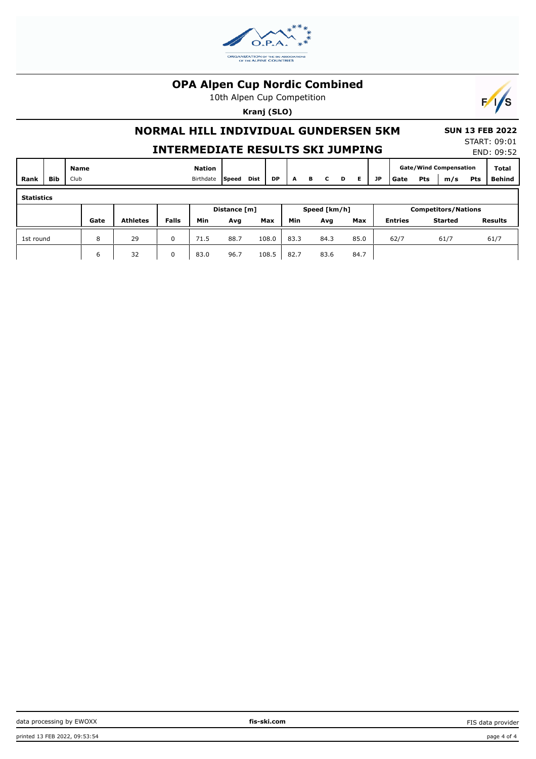# OPA Alpen Cup Nordic Combined

10th Alpen Cup Competition

**Kranj (SLO)**

## NORMAL HILL INDIVIDUAL GUNDERSEN 5KM

**SUN 13 FEB 2022**

START: 09:01

END: 09:52

## INTERMEDIATE RESULTS SKI JUMPING

| Rank | Bib | Name / Club | Nation / Birthdate | Speed | Dist | DP | A | B | C | D | E | JP | Gate | Pts | m/s | Pts | Total Behind |
|---|---|---|---|---|---|---|---|---|---|---|---|---|---|---|---|---|---|

**Statistics**

| | | | | Distance [m] | | | Speed [km/h] | | | Competitors/Nations | | |
|---|---|---|---|---|---|---|---|---|---|---|---|---|
| | Gate | Athletes | Falls | Min | Avg | Max | Min | Avg | Max | Entries | Started | Results |
| 1st round | 8 | 29 | 0 | 71.5 | 88.7 | 108.0 | 83.3 | 84.3 | 85.0 | 62/7 | 61/7 | 61/7 |
| | 6 | 32 | 0 | 83.0 | 96.7 | 108.5 | 82.7 | 83.6 | 84.7 | | | |

data processing by EWOXX | fis-ski.com | FIS data provider

printed 13 FEB 2022, 09:53:54